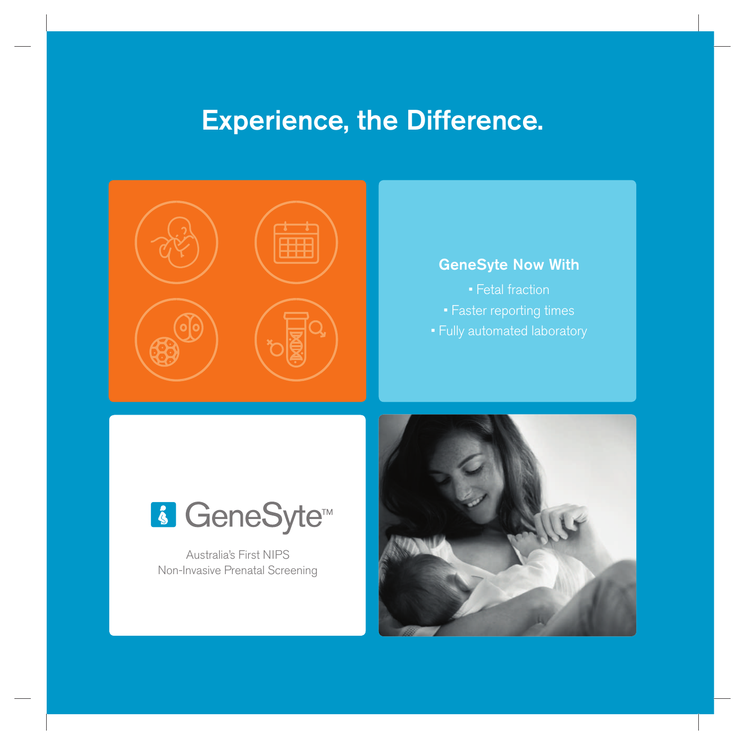# Experience, the Difference.

## GeneSyte Now With

- Fetal fraction
- Faster reporting times
- Fully automated laboratory

GeneSyte™

Australia's First NIPS
Non-Invasive Prenatal Screening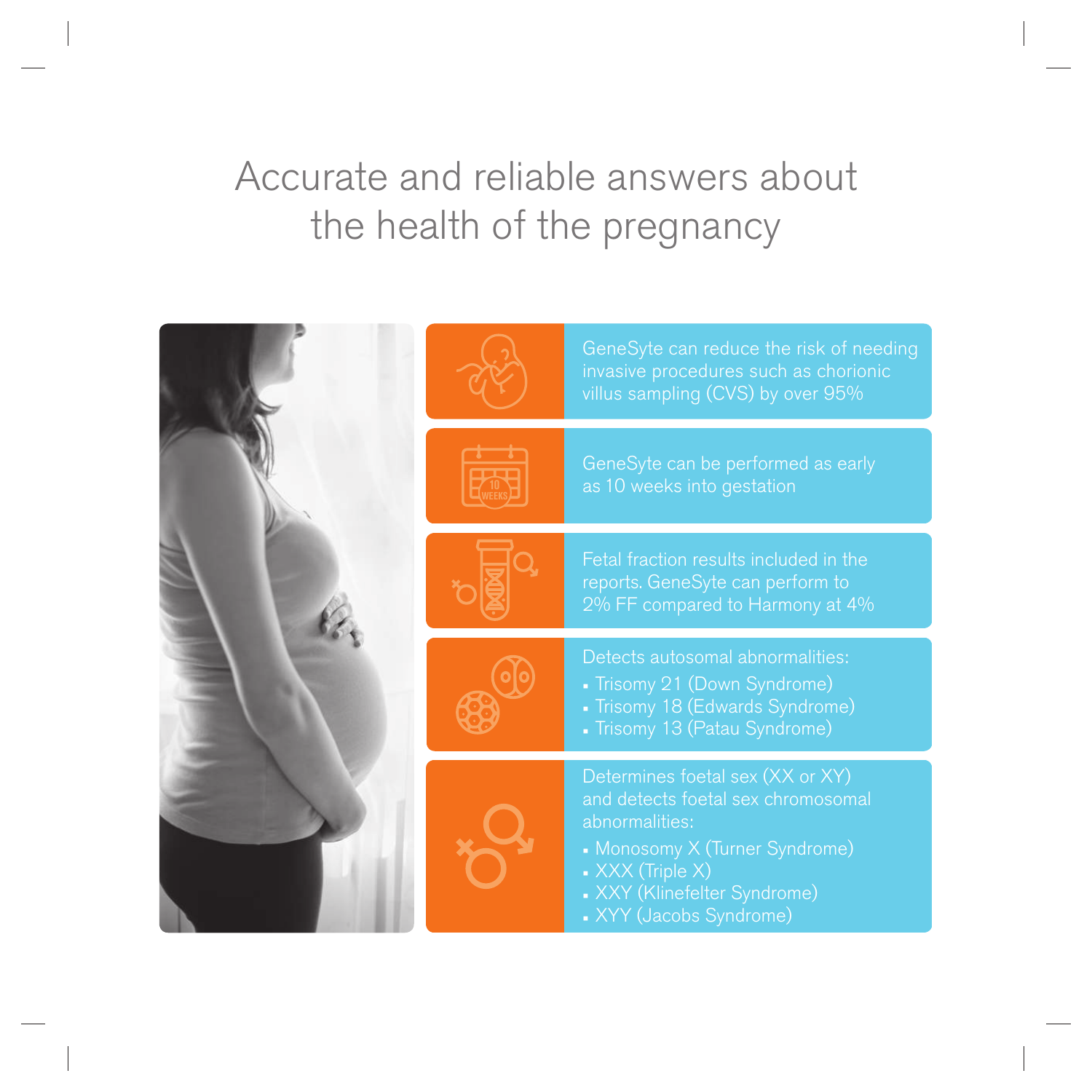# Accurate and reliable answers about the health of the pregnancy

GeneSyte can reduce the risk of needing invasive procedures such as chorionic villus sampling (CVS) by over 95%

GeneSyte can be performed as early as 10 weeks into gestation

Fetal fraction results included in the reports. GeneSyte can perform to 2% FF compared to Harmony at 4%

Detects autosomal abnormalities:

- Trisomy 21 (Down Syndrome)
- Trisomy 18 (Edwards Syndrome)
- Trisomy 13 (Patau Syndrome)

Determines foetal sex (XX or XY) and detects foetal sex chromosomal abnormalities:

- Monosomy X (Turner Syndrome)
- XXX (Triple X)
- XXY (Klinefelter Syndrome)
- XYY (Jacobs Syndrome)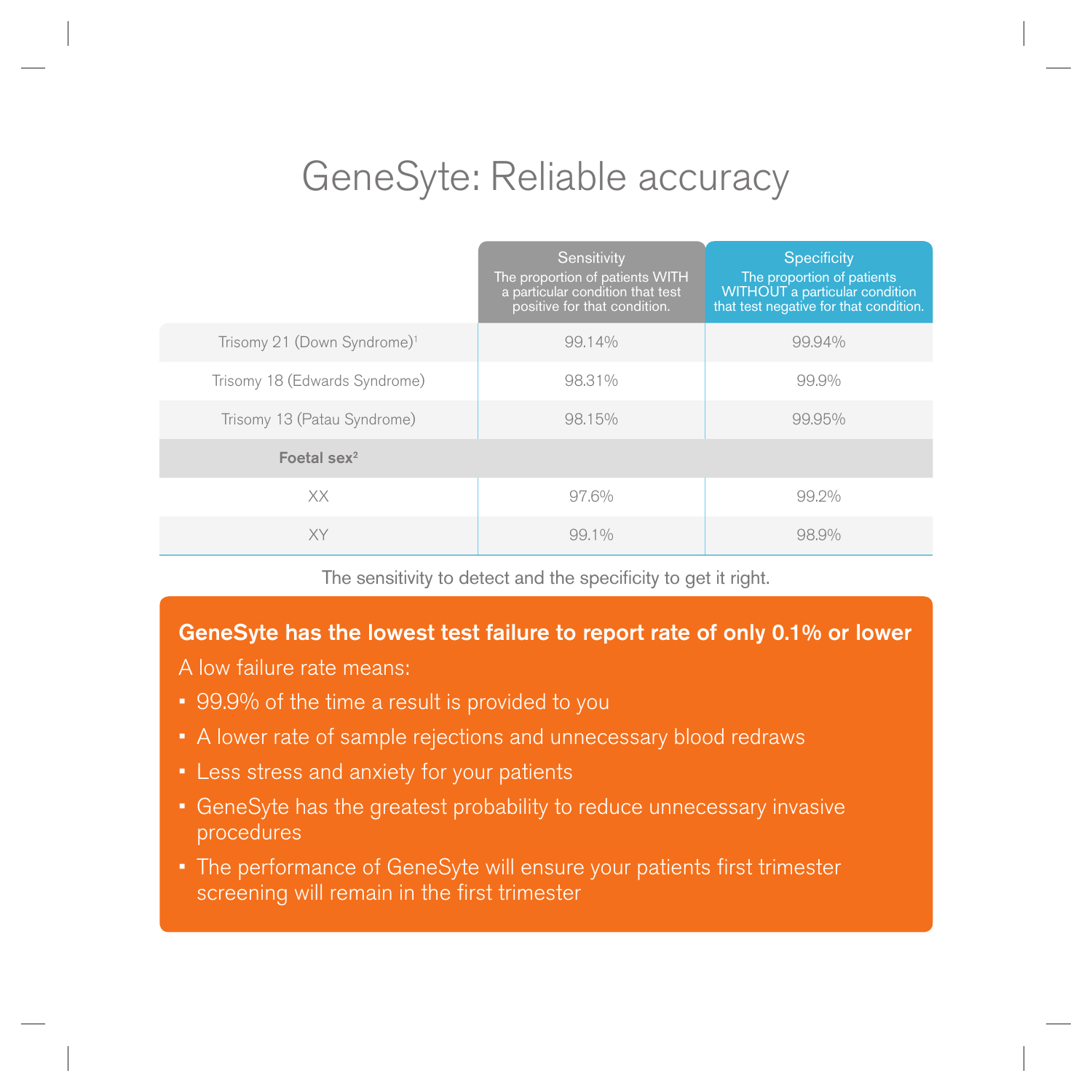# GeneSyte: Reliable accuracy

| | Sensitivity<br>The proportion of patients WITH a particular condition that test positive for that condition. | Specificity<br>The proportion of patients WITHOUT a particular condition that test negative for that condition. |
|---|---|---|
| Trisomy 21 (Down Syndrome)[1] | 99.14% | 99.94% |
| Trisomy 18 (Edwards Syndrome) | 98.31% | 99.9% |
| Trisomy 13 (Patau Syndrome) | 98.15% | 99.95% |
| **Foetal sex[2]** | | |
| XX | 97.6% | 99.2% |
| XY | 99.1% | 98.9% |

The sensitivity to detect and the specificity to get it right.

**GeneSyte has the lowest test failure to report rate of only 0.1% or lower**

A low failure rate means:

- 99.9% of the time a result is provided to you
- A lower rate of sample rejections and unnecessary blood redraws
- Less stress and anxiety for your patients
- GeneSyte has the greatest probability to reduce unnecessary invasive procedures
- The performance of GeneSyte will ensure your patients first trimester screening will remain in the first trimester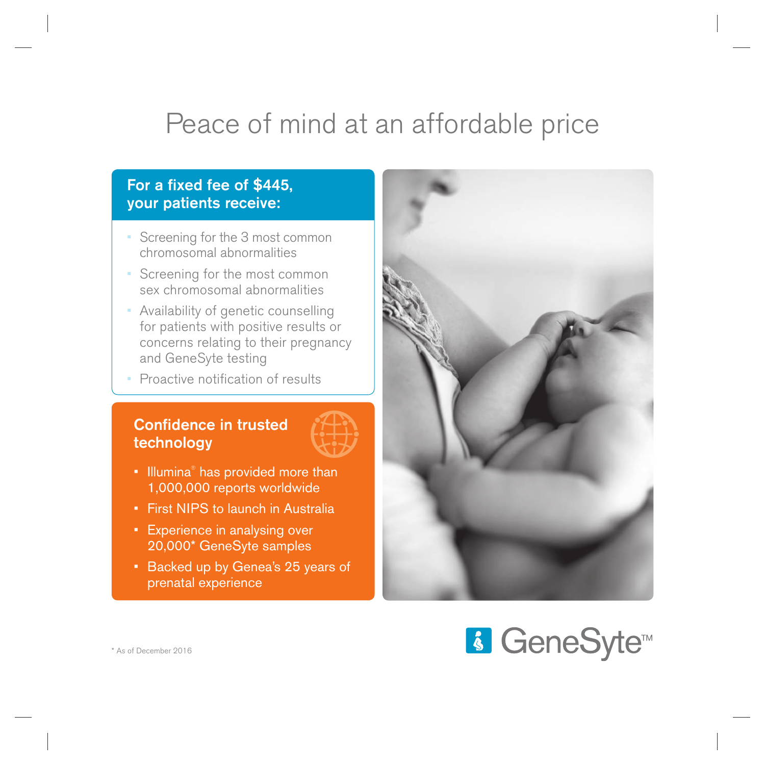# Peace of mind at an affordable price

## For a fixed fee of $445, your patients receive:

- Screening for the 3 most common chromosomal abnormalities
- Screening for the most common sex chromosomal abnormalities
- Availability of genetic counselling for patients with positive results or concerns relating to their pregnancy and GeneSyte testing
- Proactive notification of results

## Confidence in trusted technology

- Illumina® has provided more than 1,000,000 reports worldwide
- First NIPS to launch in Australia
- Experience in analysing over 20,000* GeneSyte samples
- Backed up by Genea's 25 years of prenatal experience

\* As of December 2016

GeneSyte™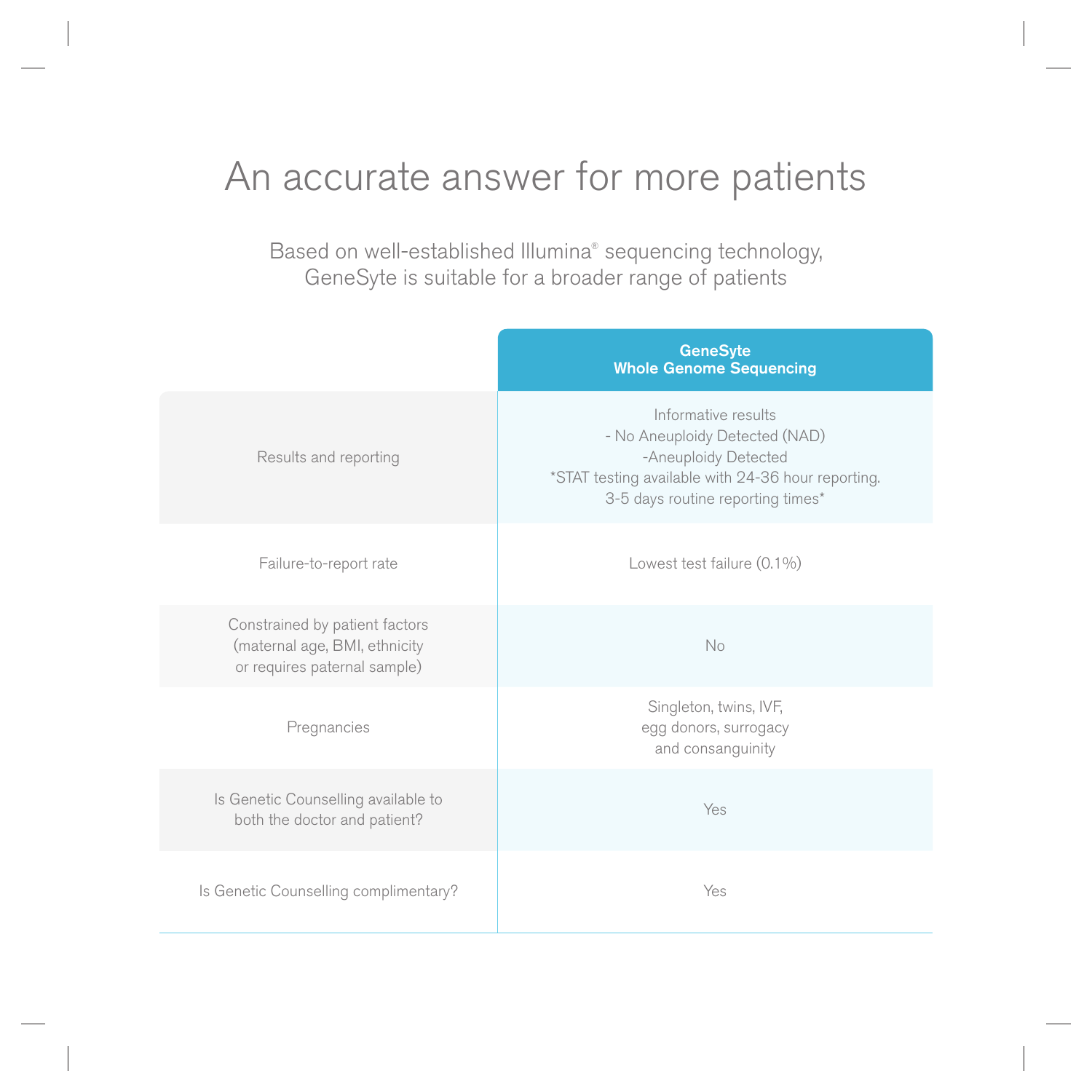# An accurate answer for more patients

Based on well-established Illumina® sequencing technology, GeneSyte is suitable for a broader range of patients

| | **GeneSyte Whole Genome Sequencing** |
|---|---|
| Results and reporting | Informative results<br>- No Aneuploidy Detected (NAD)<br>-Aneuploidy Detected<br>*STAT testing available with 24-36 hour reporting.<br>3-5 days routine reporting times* |
| Failure-to-report rate | Lowest test failure (0.1%) |
| Constrained by patient factors (maternal age, BMI, ethnicity or requires paternal sample) | No |
| Pregnancies | Singleton, twins, IVF, egg donors, surrogacy and consanguinity |
| Is Genetic Counselling available to both the doctor and patient? | Yes |
| Is Genetic Counselling complimentary? | Yes |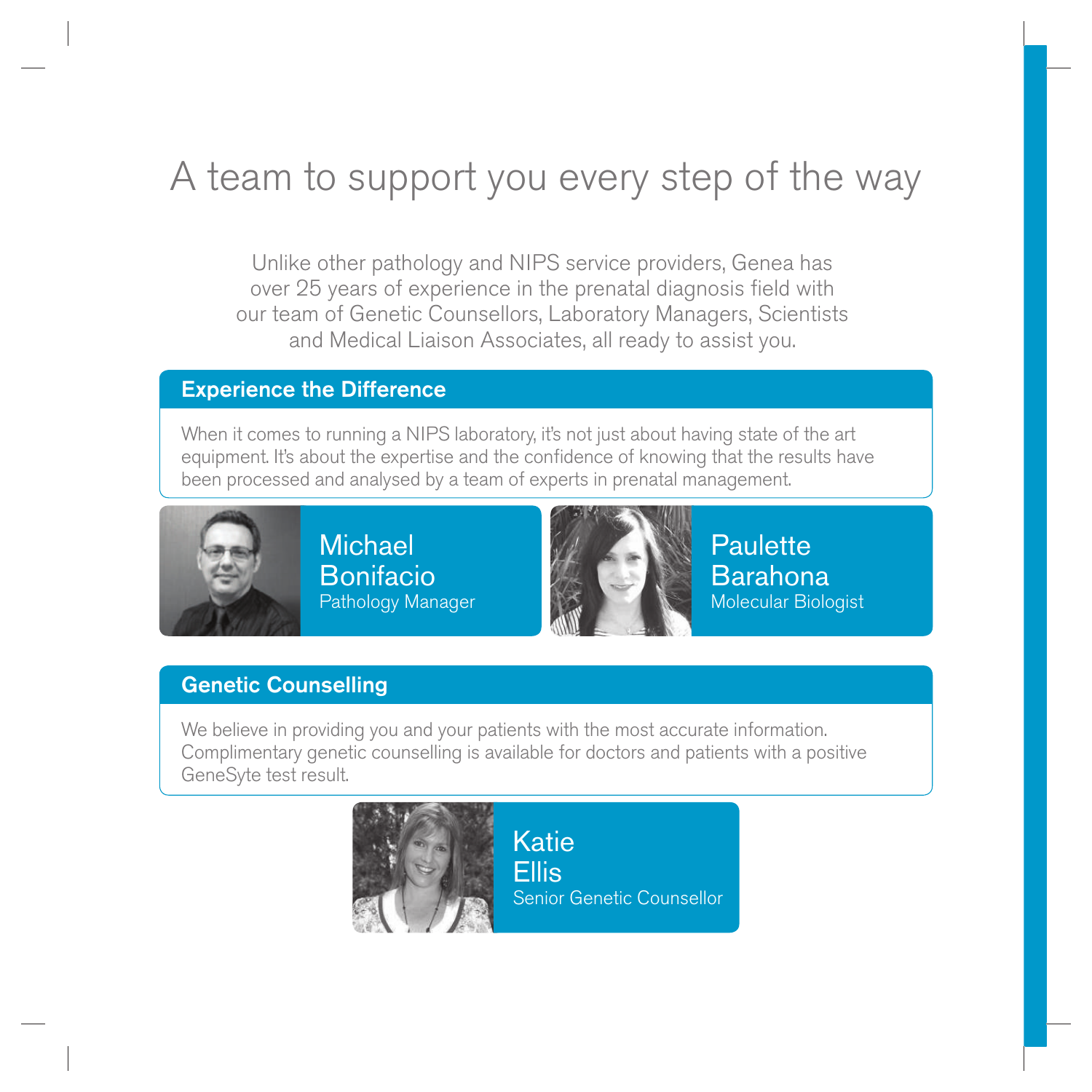# A team to support you every step of the way

Unlike other pathology and NIPS service providers, Genea has over 25 years of experience in the prenatal diagnosis field with our team of Genetic Counsellors, Laboratory Managers, Scientists and Medical Liaison Associates, all ready to assist you.

## Experience the Difference

When it comes to running a NIPS laboratory, it's not just about having state of the art equipment. It's about the expertise and the confidence of knowing that the results have been processed and analysed by a team of experts in prenatal management.

**Michael Bonifacio**
Pathology Manager

**Paulette Barahona**
Molecular Biologist

## Genetic Counselling

We believe in providing you and your patients with the most accurate information. Complimentary genetic counselling is available for doctors and patients with a positive GeneSyte test result.

**Katie Ellis**
Senior Genetic Counsellor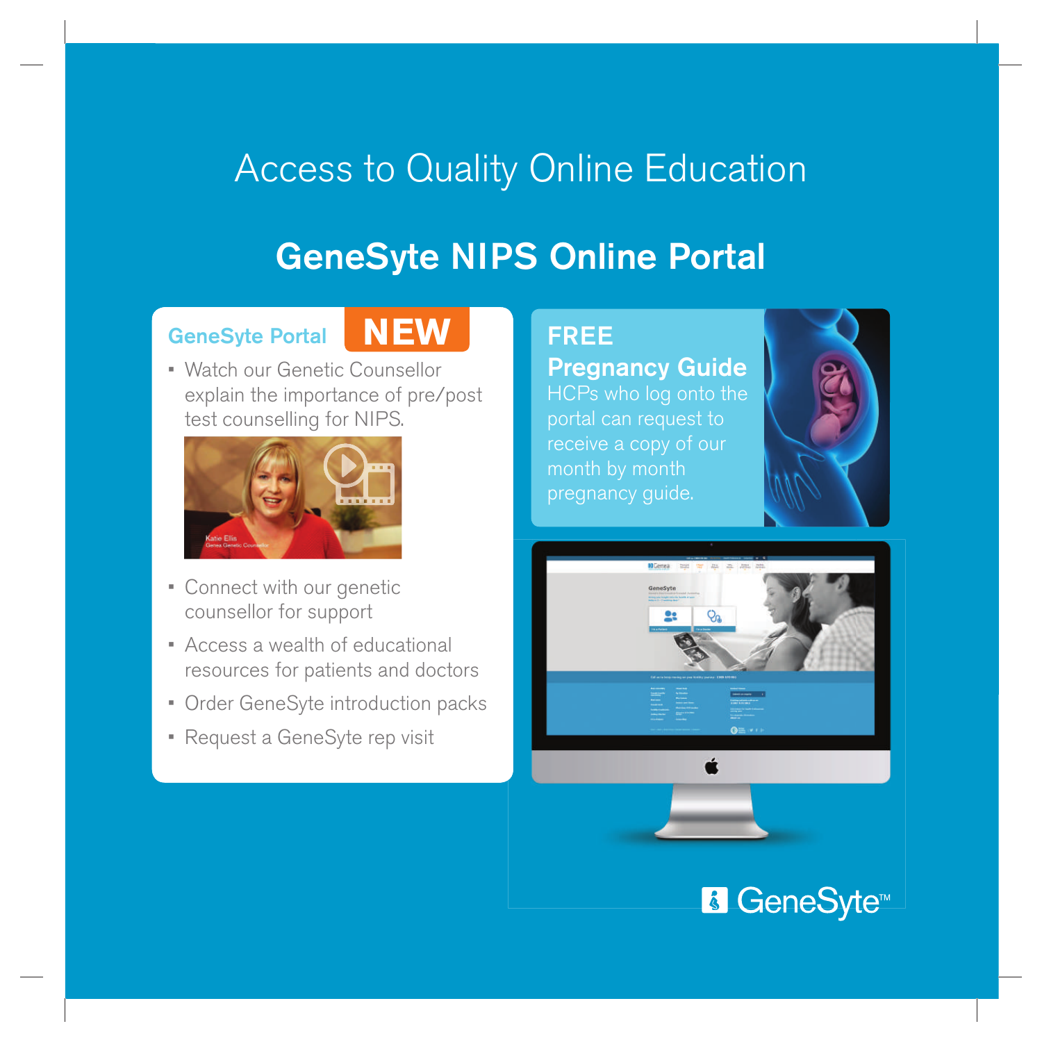# Access to Quality Online Education

## GeneSyte NIPS Online Portal

### GeneSyte Portal **NEW**

- Watch our Genetic Counsellor explain the importance of pre/post test counselling for NIPS.

Katie Ellis
Genea Genetic Counsellor

- Connect with our genetic counsellor for support
- Access a wealth of educational resources for patients and doctors
- Order GeneSyte introduction packs
- Request a GeneSyte rep visit

### FREE Pregnancy Guide

HCPs who log onto the portal can request to receive a copy of our month by month pregnancy guide.

GeneSyte™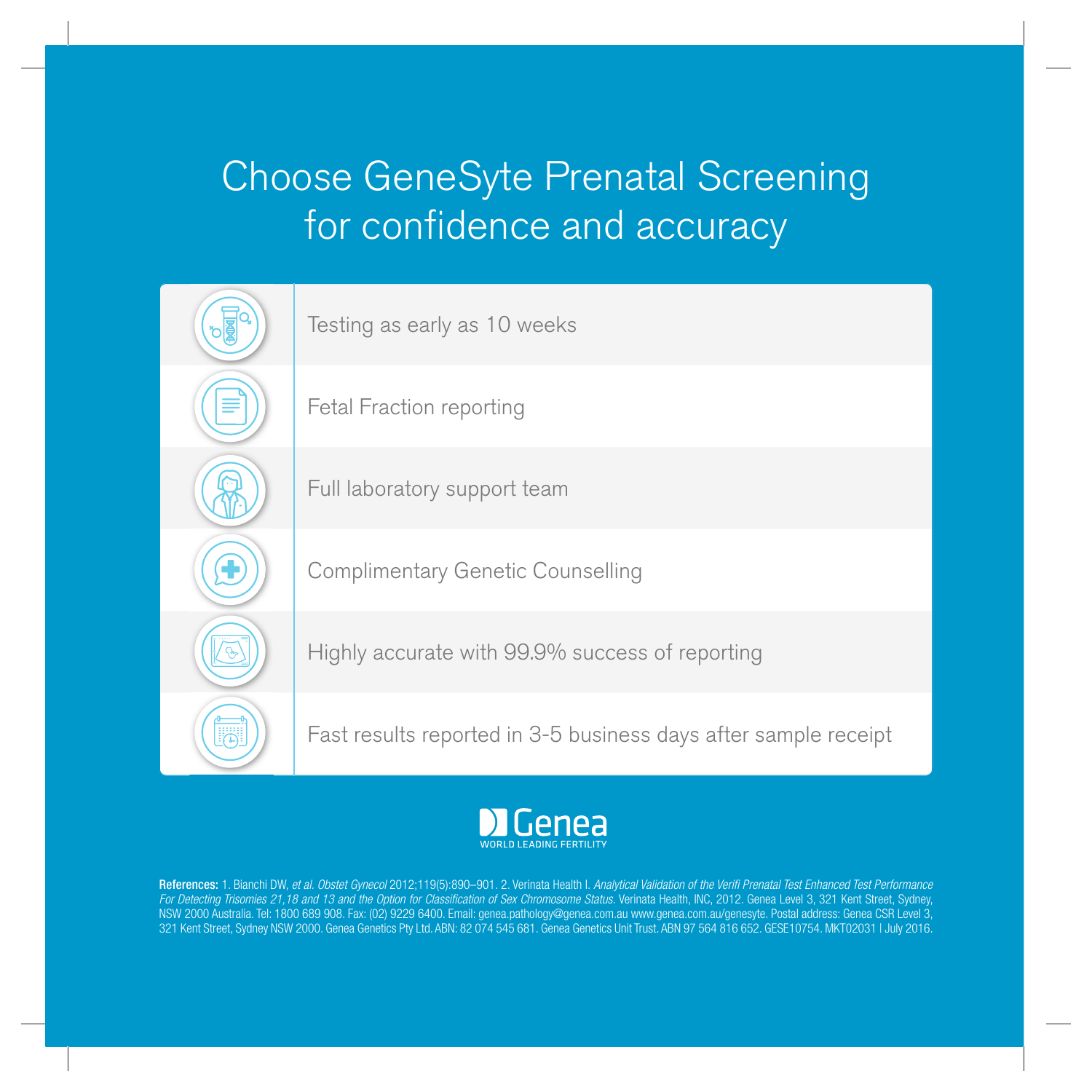# Choose GeneSyte Prenatal Screening for confidence and accuracy

- Testing as early as 10 weeks
- Fetal Fraction reporting
- Full laboratory support team
- Complimentary Genetic Counselling
- Highly accurate with 99.9% success of reporting
- Fast results reported in 3-5 business days after sample receipt

Genea
WORLD LEADING FERTILITY

**References:** 1. Bianchi DW, *et al. Obstet Gynecol* 2012;119(5):890–901. 2. Verinata Health I. *Analytical Validation of the Verifi Prenatal Test Enhanced Test Performance For Detecting Trisomies 21,18 and 13 and the Option for Classification of Sex Chromosome Status.* Verinata Health, INC, 2012. Genea Level 3, 321 Kent Street, Sydney, NSW 2000 Australia. Tel: 1800 689 908. Fax: (02) 9229 6400. Email: genea.pathology@genea.com.au www.genea.com.au/genesyte. Postal address: Genea CSR Level 3, 321 Kent Street, Sydney NSW 2000. Genea Genetics Pty Ltd. ABN: 82 074 545 681. Genea Genetics Unit Trust. ABN 97 564 816 652. GESE10754. MKT02031 | July 2016.